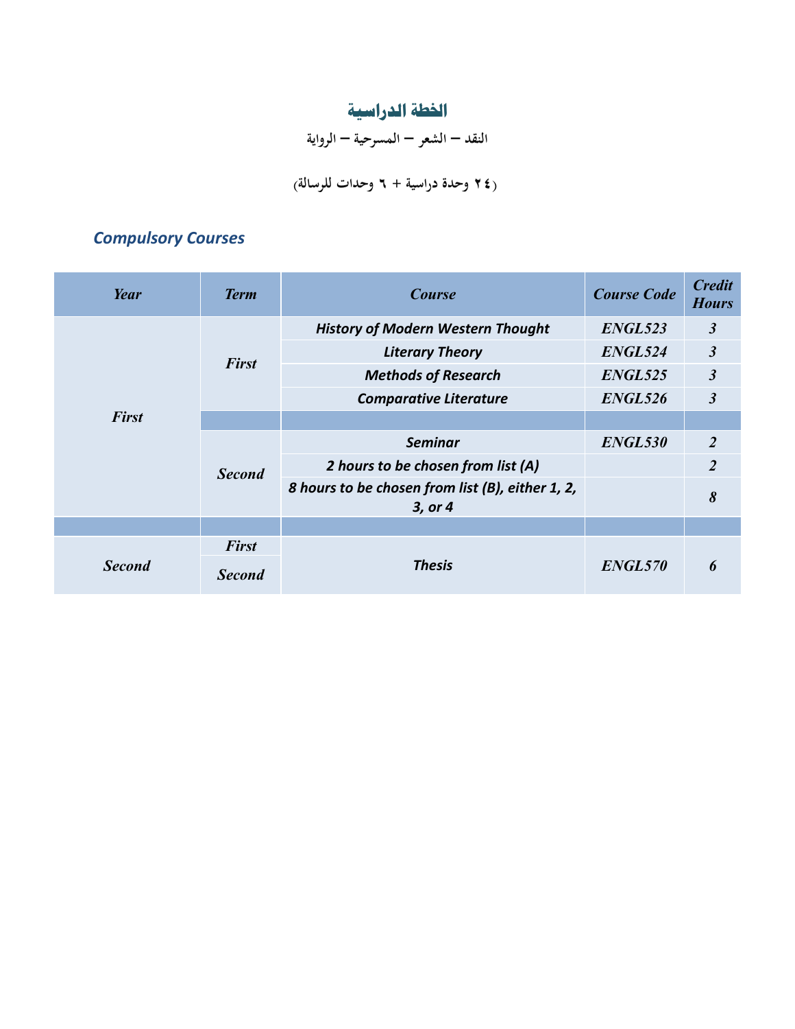# الخطة الدراسية

**النقد – الشعر – المسرحية – الرواية**

**(٢٤ وحدة دراسية + ٦ وحدات للرسالة)**

## *Compulsory Courses*

| *Year* | *Term* | *Course* | *Course Code* | *Credit Hours* |
|---|---|---|---|---|
| *First* | *First* | ***History of Modern Western Thought*** | *ENGL523* | *3* |
| | | ***Literary Theory*** | *ENGL524* | *3* |
| | | ***Methods of Research*** | *ENGL525* | *3* |
| | | ***Comparative Literature*** | *ENGL526* | *3* |
| | | | | |
| | *Second* | ***Seminar*** | *ENGL530* | *2* |
| | | ***2 hours to be chosen from list (A)*** | | *2* |
| | | ***8 hours to be chosen from list (B), either 1, 2, 3, or 4*** | | *8* |
| | | | | |
| *Second* | *First* | ***Thesis*** | *ENGL570* | *6* |
| | *Second* | | | |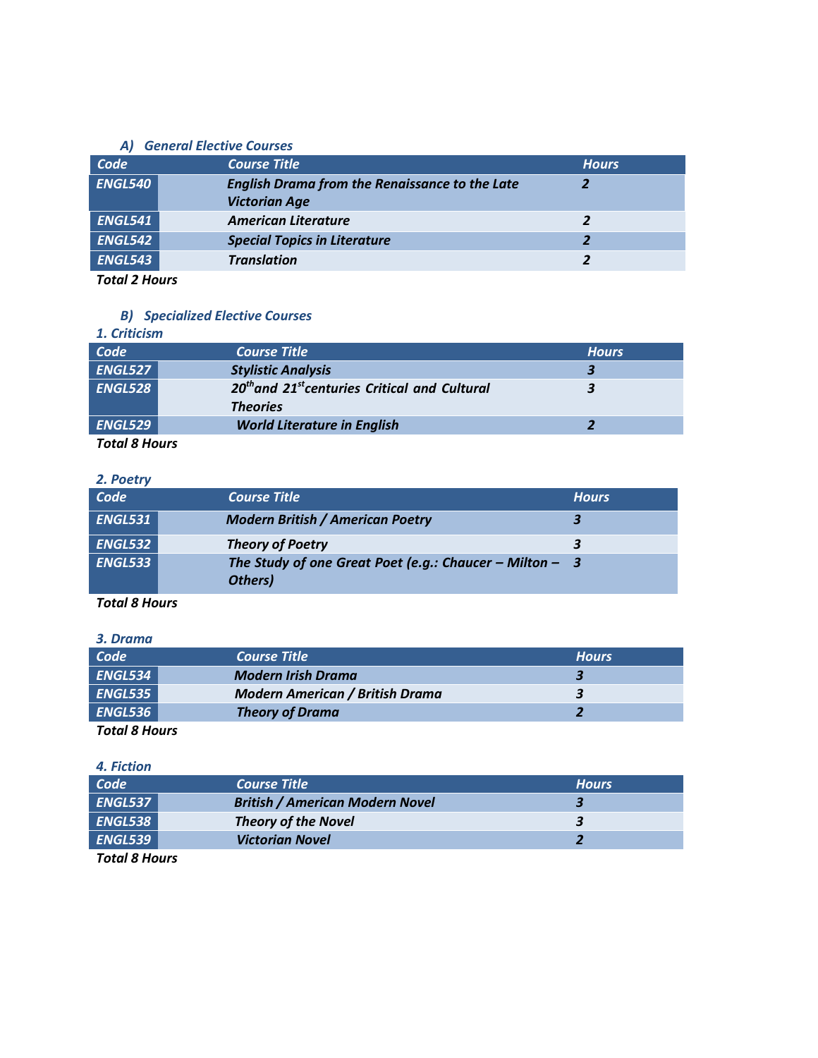### *A) General Elective Courses*

| Code | Course Title | Hours |
| --- | --- | --- |
| ENGL540 | English Drama from the Renaissance to the Late Victorian Age | 2 |
| ENGL541 | American Literature | 2 |
| ENGL542 | Special Topics in Literature | 2 |
| ENGL543 | Translation | 2 |

***Total 2 Hours***

### *B) Specialized Elective Courses*

#### *1. Criticism*

| Code | Course Title | Hours |
| --- | --- | --- |
| ENGL527 | Stylistic Analysis | 3 |
| ENGL528 | 20th and 21st centuries Critical and Cultural Theories | 3 |
| ENGL529 | World Literature in English | 2 |

***Total 8 Hours***

#### *2. Poetry*

| Code | Course Title | Hours |
| --- | --- | --- |
| ENGL531 | Modern British / American Poetry | 3 |
| ENGL532 | Theory of Poetry | 3 |
| ENGL533 | The Study of one Great Poet (e.g.: Chaucer – Milton – Others) | 3 |

***Total 8 Hours***

#### *3. Drama*

| Code | Course Title | Hours |
| --- | --- | --- |
| ENGL534 | Modern Irish Drama | 3 |
| ENGL535 | Modern American / British Drama | 3 |
| ENGL536 | Theory of Drama | 2 |

***Total 8 Hours***

#### *4. Fiction*

| Code | Course Title | Hours |
| --- | --- | --- |
| ENGL537 | British / American Modern Novel | 3 |
| ENGL538 | Theory of the Novel | 3 |
| ENGL539 | Victorian Novel | 2 |

***Total 8 Hours***